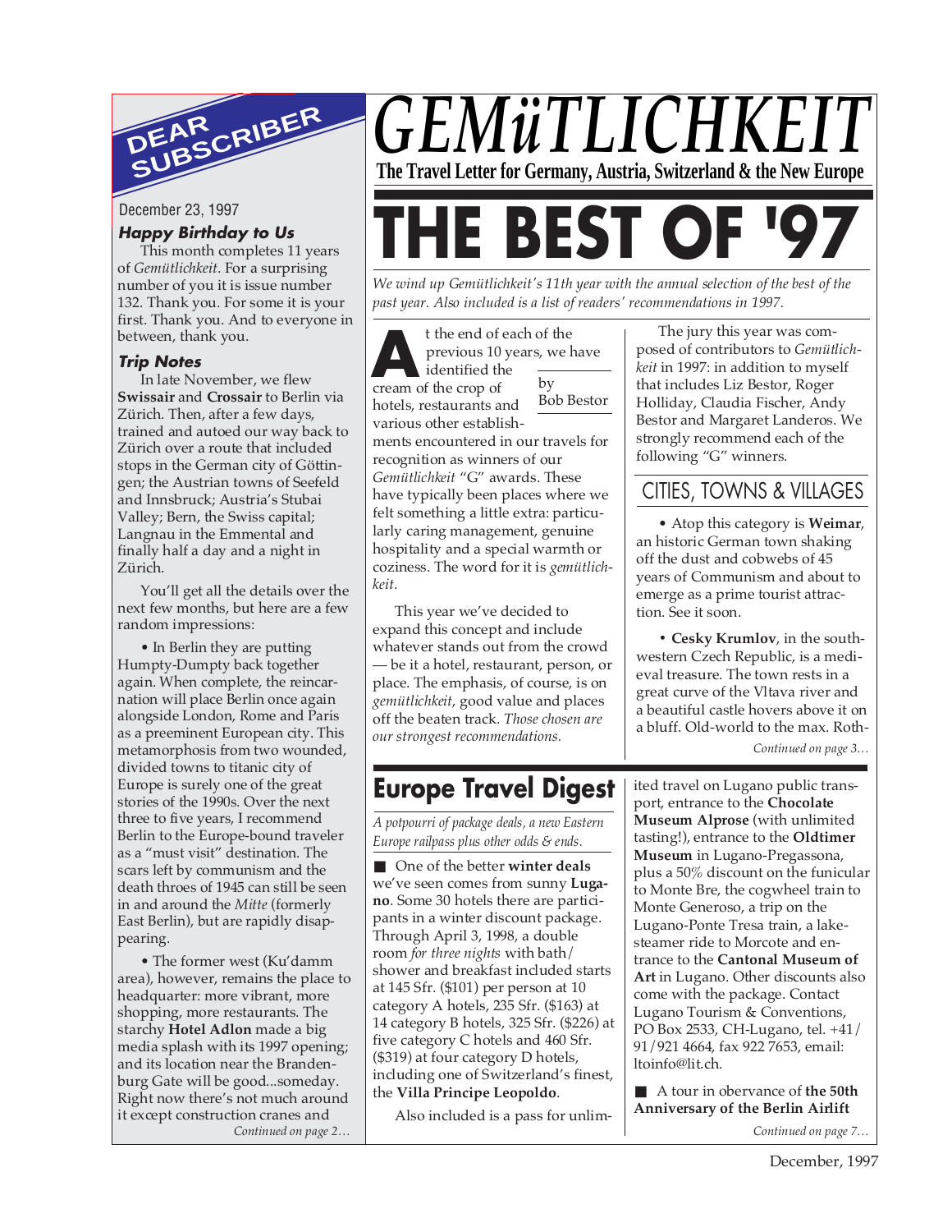# GEMüTLICHKEIT

**The Travel Letter for Germany, Austria, Switzerland & the New Europe**

# THE BEST OF '97

*We wind up Gemütlichkeit's 11th year with the annual selection of the best of the past year. Also included is a list of readers' recommendations in 1997.*

by Bob Bestor

At the end of each of the previous 10 years, we have identified the cream of the crop of hotels, restaurants and various other establishments encountered in our travels for recognition as winners of our *Gemütlichkeit* "G" awards. These have typically been places where we felt something a little extra: particularly caring management, genuine hospitality and a special warmth or coziness. The word for it is *gemütlichkeit*.

This year we've decided to expand this concept and include whatever stands out from the crowd — be it a hotel, restaurant, person, or place. The emphasis, of course, is on *gemütlichkeit*, good value and places off the beaten track. *Those chosen are our strongest recommendations.*

The jury this year was composed of contributors to *Gemütlichkeit* in 1997: in addition to myself that includes Liz Bestor, Roger Holliday, Claudia Fischer, Andy Bestor and Margaret Landeros. We strongly recommend each of the following "G" winners.

## CITIES, TOWNS & VILLAGES

• Atop this category is **Weimar**, an historic German town shaking off the dust and cobwebs of 45 years of Communism and about to emerge as a prime tourist attraction. See it soon.

• **Cesky Krumlov**, in the southwestern Czech Republic, is a medieval treasure. The town rests in a great curve of the Vltava river and a beautiful castle hovers above it on a bluff. Old-world to the max. Roth-

*Continued on page 3…*

## DEAR SUBSCRIBER

December 23, 1997

### Happy Birthday to Us

This month completes 11 years of *Gemütlichkeit*. For a surprising number of you it is issue number 132. Thank you. For some it is your first. Thank you. And to everyone in between, thank you.

### Trip Notes

In late November, we flew **Swissair** and **Crossair** to Berlin via Zürich. Then, after a few days, trained and autoed our way back to Zürich over a route that included stops in the German city of Göttingen; the Austrian towns of Seefeld and Innsbruck; Austria's Stubai Valley; Bern, the Swiss capital; Langnau in the Emmental and finally half a day and a night in Zürich.

You'll get all the details over the next few months, but here are a few random impressions:

• In Berlin they are putting Humpty-Dumpty back together again. When complete, the reincarnation will place Berlin once again alongside London, Rome and Paris as a preeminent European city. This metamorphosis from two wounded, divided towns to titanic city of Europe is surely one of the great stories of the 1990s. Over the next three to five years, I recommend Berlin to the Europe-bound traveler as a "must visit" destination. The scars left by communism and the death throes of 1945 can still be seen in and around the *Mitte* (formerly East Berlin), but are rapidly disappearing.

• The former west (Ku'damm area), however, remains the place to headquarter: more vibrant, more shopping, more restaurants. The starchy **Hotel Adlon** made a big media splash with its 1997 opening; and its location near the Brandenburg Gate will be good...someday. Right now there's not much around it except construction cranes and

*Continued on page 2…*

## Europe Travel Digest

*A potpourri of package deals, a new Eastern Europe railpass plus other odds & ends.*

■ One of the better **winter deals** we've seen comes from sunny **Lugano**. Some 30 hotels there are participants in a winter discount package. Through April 3, 1998, a double room *for three nights* with bath/shower and breakfast included starts at 145 Sfr. ($101) per person at 10 category A hotels, 235 Sfr. ($163) at 14 category B hotels, 325 Sfr. ($226) at five category C hotels and 460 Sfr. ($319) at four category D hotels, including one of Switzerland's finest, the **Villa Principe Leopoldo**.

Also included is a pass for unlimited travel on Lugano public transport, entrance to the **Chocolate Museum Alprose** (with unlimited tasting!), entrance to the **Oldtimer Museum** in Lugano-Pregassona, plus a 50% discount on the funicular to Monte Bre, the cogwheel train to Monte Generoso, a trip on the Lugano-Ponte Tresa train, a lake-steamer ride to Morcote and entrance to the **Cantonal Museum of Art** in Lugano. Other discounts also come with the package. Contact Lugano Tourism & Conventions, PO Box 2533, CH-Lugano, tel. +41/91/921 4664, fax 922 7653, email: ltoinfo@lit.ch.

■ A tour in obervance of **the 50th Anniversary of the Berlin Airlift**

*Continued on page 7…*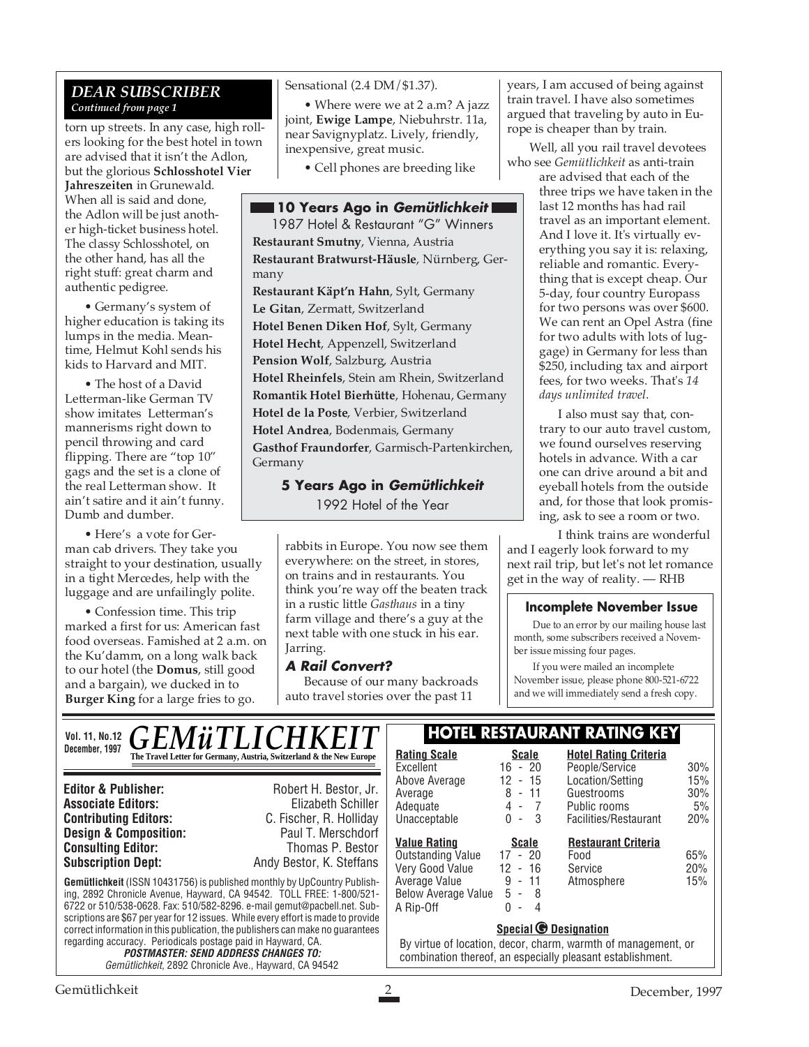## DEAR SUBSCRIBER

*Continued from page 1*

torn up streets. In any case, high rollers looking for the best hotel in town are advised that it isn't the Adlon, but the glorious **Schlosshotel Vier Jahreszeiten** in Grunewald. When all is said and done, the Adlon will be just another high-ticket business hotel. The classy Schlosshotel, on the other hand, has all the right stuff: great charm and authentic pedigree.

• Germany's system of higher education is taking its lumps in the media. Meantime, Helmut Kohl sends his kids to Harvard and MIT.

• The host of a David Letterman-like German TV show imitates Letterman's mannerisms right down to pencil throwing and card flipping. There are "top 10" gags and the set is a clone of the real Letterman show. It ain't satire and it ain't funny. Dumb and dumber.

• Here's a vote for German cab drivers. They take you straight to your destination, usually in a tight Mercedes, help with the luggage and are unfailingly polite.

• Confession time. This trip marked a first for us: American fast food overseas. Famished at 2 a.m. on the Ku'damm, on a long walk back to our hotel (the **Domus**, still good and a bargain), we ducked in to **Burger King** for a large fries to go. Sensational (2.4 DM/$1.37).

• Where were we at 2 a.m? A jazz joint, **Ewige Lampe**, Niebuhrstr. 11a, near Savignyplatz. Lively, friendly, inexpensive, great music.

• Cell phones are breeding like rabbits in Europe. You now see them everywhere: on the street, in stores, on trains and in restaurants. You think you're way off the beaten track in a rustic little *Gasthaus* in a tiny farm village and there's a guy at the next table with one stuck in his ear. Jarring.

### A Rail Convert?

Because of our many backroads auto travel stories over the past 11 years, I am accused of being against train travel. I have also sometimes argued that traveling by auto in Europe is cheaper than by train.

Well, all you rail travel devotees who see *Gemütlichkeit* as anti-train are advised that each of the three trips we have taken in the last 12 months has had rail travel as an important element. And I love it. It's virtually everything you say it is: relaxing, reliable and romantic. Everything that is except cheap. Our 5-day, four country Europass for two persons was over $600. We can rent an Opel Astra (fine for two adults with lots of luggage) in Germany for less than $250, including tax and airport fees, for two weeks. That's *14 days unlimited travel*.

I also must say that, contrary to our auto travel custom, we found ourselves reserving hotels in advance. With a car one can drive around a bit and eyeball hotels from the outside and, for those that look promising, ask to see a room or two.

I think trains are wonderful and I eagerly look forward to my next rail trip, but let's not let romance get in the way of reality. — RHB

---

### 10 Years Ago in *Gemütlichkeit*

1987 Hotel & Restaurant "G" Winners

**Restaurant Smutny**, Vienna, Austria
**Restaurant Bratwurst-Häusle**, Nürnberg, Germany
**Restaurant Käpt'n Hahn**, Sylt, Germany
**Le Gitan**, Zermatt, Switzerland
**Hotel Benen Diken Hof**, Sylt, Germany
**Hotel Hecht**, Appenzell, Switzerland
**Pension Wolf**, Salzburg, Austria
**Hotel Rheinfels**, Stein am Rhein, Switzerland
**Romantik Hotel Bierhütte**, Hohenau, Germany
**Hotel de la Poste**, Verbier, Switzerland
**Hotel Andrea**, Bodenmais, Germany
**Gasthof Fraundorfer**, Garmisch-Partenkirchen, Germany

### 5 Years Ago in *Gemütlichkeit*

1992 Hotel of the Year

---

### Incomplete November Issue

Due to an error by our mailing house last month, some subscribers received a November issue missing four pages.

If you were mailed an incomplete November issue, please phone 800-521-6722 and we will immediately send a fresh copy.

---

Vol. 11, No.12
December, 1997

# GEMüTLICHKEIT

**The Travel Letter for Germany, Austria, Switzerland & the New Europe**

| | |
|---|---|
| **Editor & Publisher:** | Robert H. Bestor, Jr. |
| **Associate Editors:** | Elizabeth Schiller |
| **Contributing Editors:** | C. Fischer, R. Holliday |
| **Design & Composition:** | Paul T. Merschdorf |
| **Consulting Editor:** | Thomas P. Bestor |
| **Subscription Dept:** | Andy Bestor, K. Steffans |

**Gemütlichkeit** (ISSN 10431756) is published monthly by UpCountry Publishing, 2892 Chronicle Avenue, Hayward, CA 94542. TOLL FREE: 1-800/521-6722 or 510/538-0628. Fax: 510/582-8296. e-mail gemut@pacbell.net. Subscriptions are $67 per year for 12 issues. While every effort is made to provide correct information in this publication, the publishers can make no guarantees regarding accuracy. Periodicals postage paid in Hayward, CA.

***POSTMASTER: SEND ADDRESS CHANGES TO:***
*Gemütlichkeit*, 2892 Chronicle Ave., Hayward, CA 94542

## HOTEL RESTAURANT RATING KEY

| Rating Scale | Scale |
|---|---|
| Excellent | 16 - 20 |
| Above Average | 12 - 15 |
| Average | 8 - 11 |
| Adequate | 4 - 7 |
| Unacceptable | 0 - 3 |

| Hotel Rating Criteria | |
|---|---|
| People/Service | 30% |
| Location/Setting | 15% |
| Guestrooms | 30% |
| Public rooms | 5% |
| Facilities/Restaurant | 20% |

| Value Rating | Scale |
|---|---|
| Outstanding Value | 17 - 20 |
| Very Good Value | 12 - 16 |
| Average Value | 9 - 11 |
| Below Average Value | 5 - 8 |
| A Rip-Off | 0 - 4 |

| Restaurant Criteria | |
|---|---|
| Food | 65% |
| Service | 20% |
| Atmosphere | 15% |

**Special G Designation**

By virtue of location, decor, charm, warmth of management, or combination thereof, an especially pleasant establishment.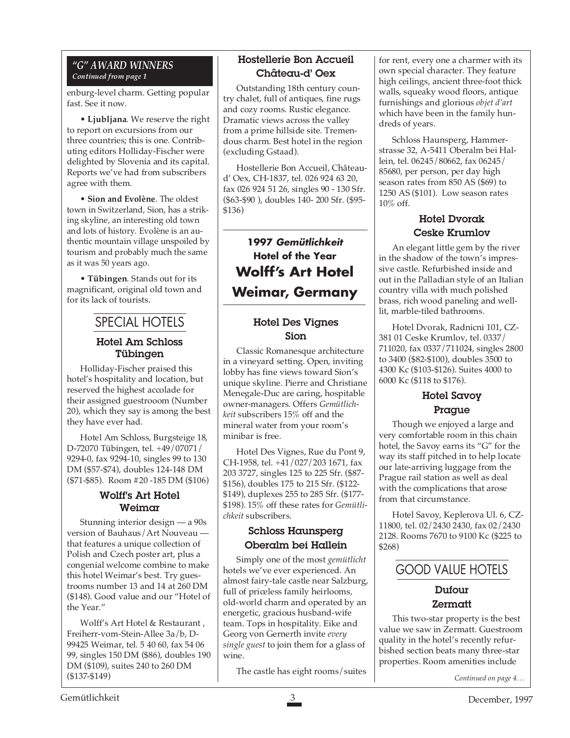### *"G" AWARD WINNERS*
*Continued from page 1*

enburg-level charm. Getting popular fast. See it now.

• **Ljubljana**. We reserve the right to report on excursions from our three countries; this is one. Contributing editors Holliday-Fischer were delighted by Slovenia and its capital. Reports we've had from subscribers agree with them.

• **Sion and Evolène**. The oldest town in Switzerland, Sion, has a striking skyline, an interesting old town and lots of history. Evolène is an authentic mountain village unspoiled by tourism and probably much the same as it was 50 years ago.

• **Tübingen**. Stands out for its magnificant, original old town and for its lack of tourists.

## SPECIAL HOTELS

### Hotel Am Schloss Tübingen

Holliday-Fischer praised this hotel's hospitality and location, but reserved the highest accolade for their assigned guestrooom (Number 20), which they say is among the best they have ever had.

Hotel Am Schloss, Burgsteige 18, D-72070 Tübingen, tel. +49/07071/ 9294-0, fax 9294-10, singles 99 to 130 DM ($57-$74), doubles 124-148 DM ($71-$85). Room #20 -185 DM ($106)

### Wolff's Art Hotel Weimar

Stunning interior design — a 90s version of Bauhaus/Art Nouveau — that features a unique collection of Polish and Czech poster art, plus a congenial welcome combine to make this hotel Weimar's best. Try guestrooms number 13 and 14 at 260 DM ($148). Good value and our "Hotel of the Year."

Wolff's Art Hotel & Restaurant , Freiherr-vom-Stein-Allee 3a/b, D-99425 Weimar, tel. 5 40 60, fax 54 06 99, singles 150 DM ($86), doubles 190 DM ($109), suites 240 to 260 DM ($137-$149)

### Hostellerie Bon Accueil Château-d' Oex

Outstanding 18th century country chalet, full of antiques, fine rugs and cozy rooms. Rustic elegance. Dramatic views across the valley from a prime hillside site. Tremendous charm. Best hotel in the region (excluding Gstaad).

Hostellerie Bon Accueil, Château-d' Oex, CH-1837, tel. 026 924 63 20, fax 026 924 51 26, singles 90 - 130 Sfr. ($63-$90 ), doubles 140- 200 Sfr. ($95-$136)

## 1997 *Gemütlichkeit* Hotel of the Year
## Wolff's Art Hotel Weimar, Germany

### Hotel Des Vignes Sion

Classic Romanesque architecture in a vineyard setting. Open, inviting lobby has fine views toward Sion's unique skyline. Pierre and Christiane Menegale-Duc are caring, hospitable owner-managers. Offers *Gemütlichkeit* subscribers 15% off and the mineral water from your room's minibar is free.

Hotel Des Vignes, Rue du Pont 9, CH-1958, tel. +41/027/203 1671, fax 203 3727, singles 125 to 225 Sfr. ($87-$156), doubles 175 to 215 Sfr. ($122-$149), duplexes 255 to 285 Sfr. ($177-$198). 15% off these rates for *Gemütlichkeit* subscribers.

### Schloss Haunsperg Oberalm bei Hallein

Simply one of the most *gemütlicht* hotels we've ever experienced. An almost fairy-tale castle near Salzburg, full of priceless family heirlooms, old-world charm and operated by an energetic, gracious husband-wife team. Tops in hospitality. Eike and Georg von Gernerth invite *every single guest* to join them for a glass of wine.

The castle has eight rooms/suites for rent, every one a charmer with its own special character. They feature high ceilings, ancient three-foot thick walls, squeaky wood floors, antique furnishings and glorious *objet d'art* which have been in the family hundreds of years.

Schloss Haunsperg, Hammerstrasse 32, A-5411 Oberalm bei Hallein, tel. 06245/80662, fax 06245/ 85680, per person, per day high season rates from 850 AS ($69) to 1250 AS ($101). Low season rates 10% off.

### Hotel Dvorak Ceske Krumlov

An elegant little gem by the river in the shadow of the town's impressive castle. Refurbished inside and out in the Palladian style of an Italian country villa with much polished brass, rich wood paneling and well-lit, marble-tiled bathrooms.

Hotel Dvorak, Radnicni 101, CZ-381 01 Ceske Krumlov, tel. 0337/ 711020, fax 0337/711024, singles 2800 to 3400 ($82-$100), doubles 3500 to 4300 Kc ($103-$126). Suites 4000 to 6000 Kc ($118 to $176).

### Hotel Savoy Prague

Though we enjoyed a large and very comfortable room in this chain hotel, the Savoy earns its "G" for the way its staff pitched in to help locate our late-arriving luggage from the Prague rail station as well as deal with the complications that arose from that circumstance.

Hotel Savoy, Keplerova Ul. 6, CZ-11800, tel. 02/2430 2430, fax 02/2430 2128. Rooms 7670 to 9100 Kc ($225 to $268)

## GOOD VALUE HOTELS

### Dufour Zermatt

This two-star property is the best value we saw in Zermatt. Guestroom quality in the hotel's recently refurbished section beats many three-star properties. Room amenities include

*Continued on page 4…*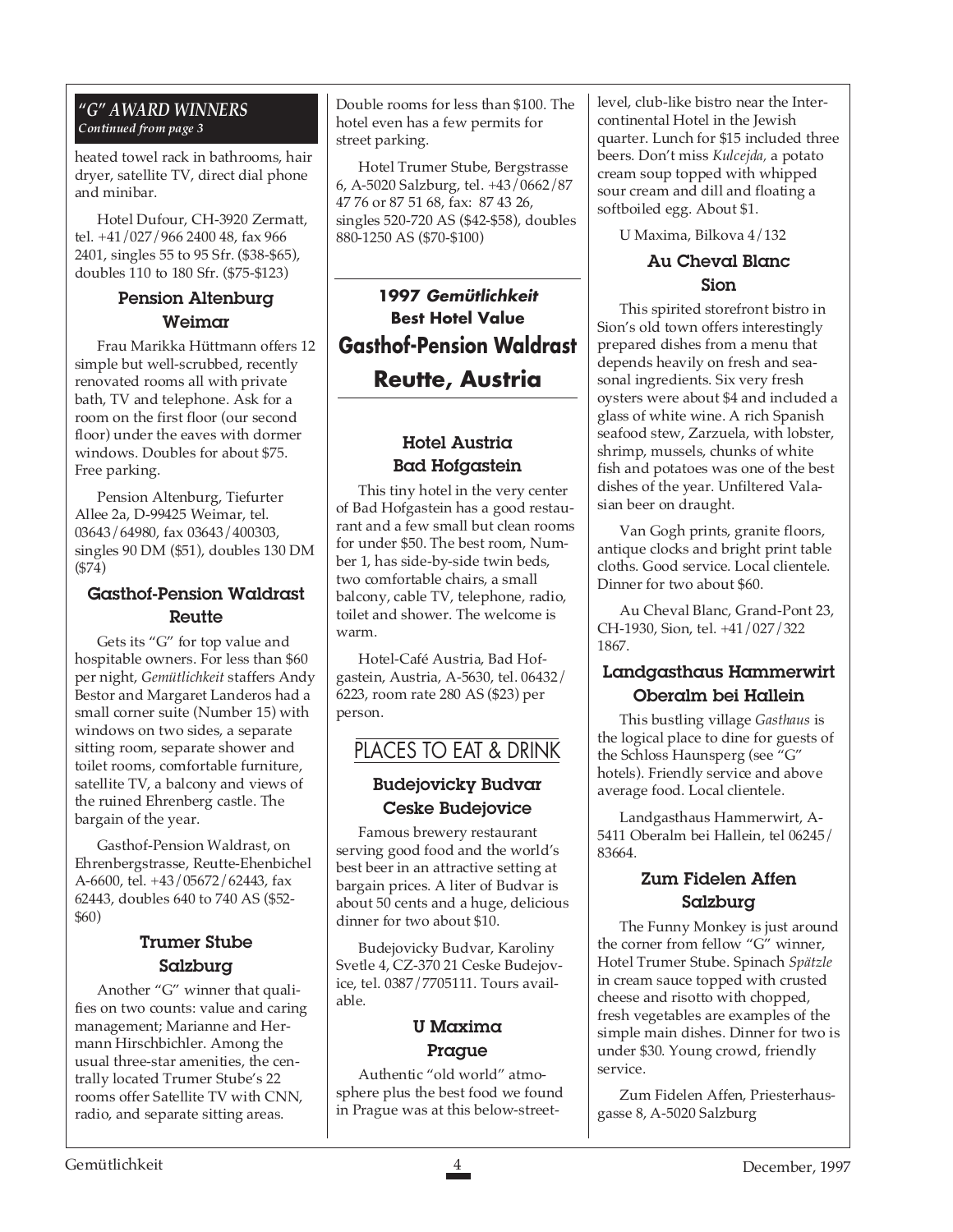### *"G" AWARD WINNERS*
***Continued from page 3***

heated towel rack in bathrooms, hair dryer, satellite TV, direct dial phone and minibar.

Hotel Dufour, CH-3920 Zermatt, tel. +41/027/966 2400 48, fax 966 2401, singles 55 to 95 Sfr. ($38-$65), doubles 110 to 180 Sfr. ($75-$123)

### Pension Altenburg
### Weimar

Frau Marikka Hüttmann offers 12 simple but well-scrubbed, recently renovated rooms all with private bath, TV and telephone. Ask for a room on the first floor (our second floor) under the eaves with dormer windows. Doubles for about $75. Free parking.

Pension Altenburg, Tiefurter Allee 2a, D-99425 Weimar, tel. 03643/64980, fax 03643/400303, singles 90 DM ($51), doubles 130 DM ($74)

### Gasthof-Pension Waldrast
### Reutte

Gets its "G" for top value and hospitable owners. For less than $60 per night, *Gemütlichkeit* staffers Andy Bestor and Margaret Landeros had a small corner suite (Number 15) with windows on two sides, a separate sitting room, separate shower and toilet rooms, comfortable furniture, satellite TV, a balcony and views of the ruined Ehrenberg castle. The bargain of the year.

Gasthof-Pension Waldrast, on Ehrenbergstrasse, Reutte-Ehenbichel A-6600, tel. +43/05672/62443, fax 62443, doubles 640 to 740 AS ($52-$60)

### Trumer Stube
### Salzburg

Another "G" winner that qualifies on two counts: value and caring management; Marianne and Hermann Hirschbichler. Among the usual three-star amenities, the centrally located Trumer Stube's 22 rooms offer Satellite TV with CNN, radio, and separate sitting areas. Double rooms for less than $100. The hotel even has a few permits for street parking.

Hotel Trumer Stube, Bergstrasse 6, A-5020 Salzburg, tel. +43/0662/87 47 76 or 87 51 68, fax: 87 43 26, singles 520-720 AS ($42-$58), doubles 880-1250 AS ($70-$100)

---

**1997 *Gemütlichkeit***
**Best Hotel Value**
## Gasthof-Pension Waldrast
## Reutte, Austria

---

### Hotel Austria
### Bad Hofgastein

This tiny hotel in the very center of Bad Hofgastein has a good restaurant and a few small but clean rooms for under $50. The best room, Number 1, has side-by-side twin beds, two comfortable chairs, a small balcony, cable TV, telephone, radio, toilet and shower. The welcome is warm.

Hotel-Café Austria, Bad Hofgastein, Austria, A-5630, tel. 06432/6223, room rate 280 AS ($23) per person.

## PLACES TO EAT & DRINK

### Budejovicky Budvar
### Ceske Budejovice

Famous brewery restaurant serving good food and the world's best beer in an attractive setting at bargain prices. A liter of Budvar is about 50 cents and a huge, delicious dinner for two about $10.

Budejovicky Budvar, Karoliny Svetle 4, CZ-370 21 Ceske Budejovice, tel. 0387/7705111. Tours available.

### U Maxima
### Prague

Authentic "old world" atmosphere plus the best food we found in Prague was at this below-street-level, club-like bistro near the Intercontinental Hotel in the Jewish quarter. Lunch for $15 included three beers. Don't miss *Kulcejda,* a potato cream soup topped with whipped sour cream and dill and floating a softboiled egg. About $1.

U Maxima, Bilkova 4/132

### Au Cheval Blanc
### Sion

This spirited storefront bistro in Sion's old town offers interestingly prepared dishes from a menu that depends heavily on fresh and seasonal ingredients. Six very fresh oysters were about $4 and included a glass of white wine. A rich Spanish seafood stew, Zarzuela, with lobster, shrimp, mussels, chunks of white fish and potatoes was one of the best dishes of the year. Unfiltered Valasian beer on draught.

Van Gogh prints, granite floors, antique clocks and bright print table cloths. Good service. Local clientele. Dinner for two about $60.

Au Cheval Blanc, Grand-Pont 23, CH-1930, Sion, tel. +41/027/322 1867.

### Landgasthaus Hammerwirt
### Oberalm bei Hallein

This bustling village *Gasthaus* is the logical place to dine for guests of the Schloss Haunsperg (see "G" hotels). Friendly service and above average food. Local clientele.

Landgasthaus Hammerwirt, A-5411 Oberalm bei Hallein, tel 06245/83664.

### Zum Fidelen Affen
### Salzburg

The Funny Monkey is just around the corner from fellow "G" winner, Hotel Trumer Stube. Spinach *Spätzle* in cream sauce topped with crusted cheese and risotto with chopped, fresh vegetables are examples of the simple main dishes. Dinner for two is under $30. Young crowd, friendly service.

Zum Fidelen Affen, Priesterhausgasse 8, A-5020 Salzburg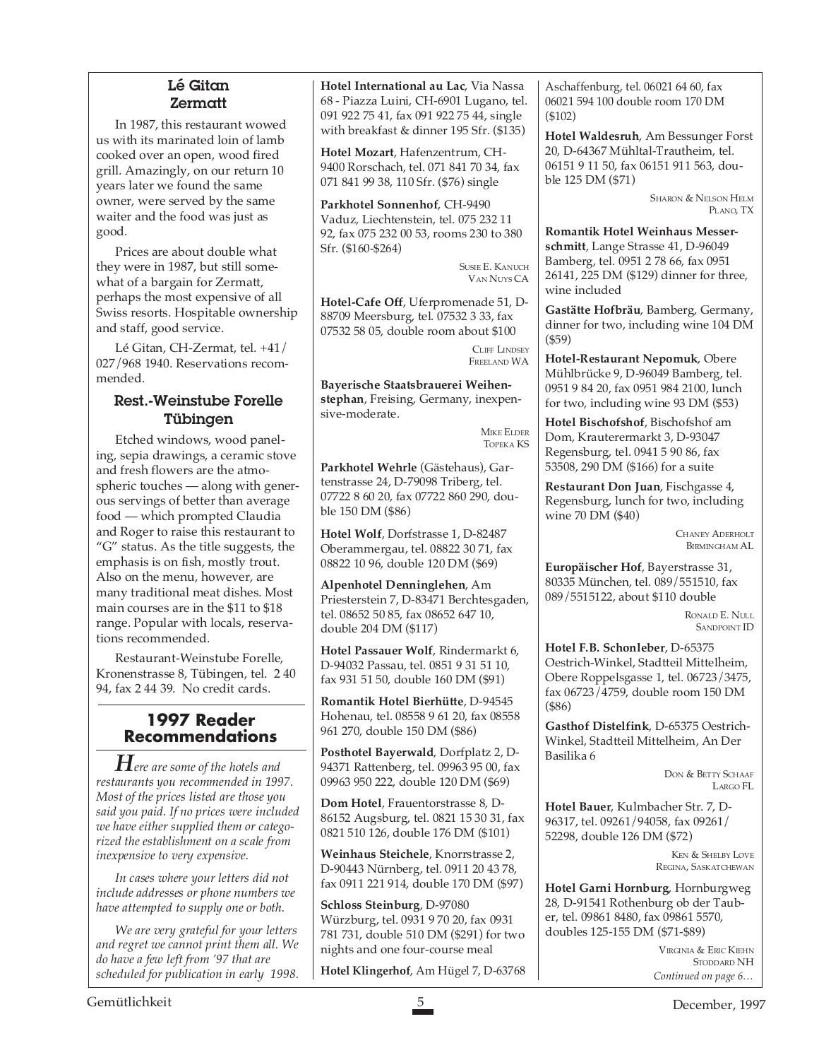### Lé Gitan
### Zermatt

In 1987, this restaurant wowed us with its marinated loin of lamb cooked over an open, wood fired grill. Amazingly, on our return 10 years later we found the same owner, were served by the same waiter and the food was just as good.

Prices are about double what they were in 1987, but still somewhat of a bargain for Zermatt, perhaps the most expensive of all Swiss resorts. Hospitable ownership and staff, good service.

Lé Gitan, CH-Zermat, tel. +41/027/968 1940. Reservations recommended.

### Rest.-Weinstube Forelle
### Tübingen

Etched windows, wood paneling, sepia drawings, a ceramic stove and fresh flowers are the atmospheric touches — along with generous servings of better than average food — which prompted Claudia and Roger to raise this restaurant to "G" status. As the title suggests, the emphasis is on fish, mostly trout. Also on the menu, however, are many traditional meat dishes. Most main courses are in the $11 to $18 range. Popular with locals, reservations recommended.

Restaurant-Weinstube Forelle, Kronenstrasse 8, Tübingen, tel. 2 40 94, fax 2 44 39. No credit cards.

## 1997 Reader Recommendations

*Here are some of the hotels and restaurants you recommended in 1997. Most of the prices listed are those you said you paid. If no prices were included we have either supplied them or categorized the establishment on a scale from inexpensive to very expensive.*

*In cases where your letters did not include addresses or phone numbers we have attempted to supply one or both.*

*We are very grateful for your letters and regret we cannot print them all. We do have a few left from '97 that are scheduled for publication in early 1998.*

**Hotel International au Lac**, Via Nassa 68 - Piazza Luini, CH-6901 Lugano, tel. 091 922 75 41, fax 091 922 75 44, single with breakfast & dinner 195 Sfr. ($135)

**Hotel Mozart**, Hafenzentrum, CH-9400 Rorschach, tel. 071 841 70 34, fax 071 841 99 38, 110 Sfr. ($76) single

**Parkhotel Sonnenhof**, CH-9490 Vaduz, Liechtenstein, tel. 075 232 11 92, fax 075 232 00 53, rooms 230 to 380 Sfr. ($160-$264)

SUSIE E. KANUCH
VAN NUYS CA

**Hotel-Cafe Off**, Uferpromenade 51, D-88709 Meersburg, tel. 07532 3 33, fax 07532 58 05, double room about $100

CLIFF LINDSEY
FREELAND WA

**Bayerische Staatsbrauerei Weihenstephan**, Freising, Germany, inexpensive-moderate.

MIKE ELDER
TOPEKA KS

**Parkhotel Wehrle** (Gästehaus), Gartenstrasse 24, D-79098 Triberg, tel. 07722 8 60 20, fax 07722 860 290, double 150 DM ($86)

**Hotel Wolf**, Dorfstrasse 1, D-82487 Oberammergau, tel. 08822 30 71, fax 08822 10 96, double 120 DM ($69)

**Alpenhotel Denninglehen**, Am Priesterstein 7, D-83471 Berchtesgaden, tel. 08652 50 85, fax 08652 647 10, double 204 DM ($117)

**Hotel Passauer Wolf**, Rindermarkt 6, D-94032 Passau, tel. 0851 9 31 51 10, fax 931 51 50, double 160 DM ($91)

**Romantik Hotel Bierhütte**, D-94545 Hohenau, tel. 08558 9 61 20, fax 08558 961 270, double 150 DM ($86)

**Posthotel Bayerwald**, Dorfplatz 2, D-94371 Rattenberg, tel. 09963 95 00, fax 09963 950 222, double 120 DM ($69)

**Dom Hotel**, Frauentorstrasse 8, D-86152 Augsburg, tel. 0821 15 30 31, fax 0821 510 126, double 176 DM ($101)

**Weinhaus Steichele**, Knorrstrasse 2, D-90443 Nürnberg, tel. 0911 20 43 78, fax 0911 221 914, double 170 DM ($97)

**Schloss Steinburg**, D-97080 Würzburg, tel. 0931 9 70 20, fax 0931 781 731, double 510 DM ($291) for two nights and one four-course meal

**Hotel Klingerhof**, Am Hügel 7, D-63768 Aschaffenburg, tel. 06021 64 60, fax 06021 594 100 double room 170 DM ($102)

**Hotel Waldesruh**, Am Bessunger Forst 20, D-64367 Mühltal-Trautheim, tel. 06151 9 11 50, fax 06151 911 563, double 125 DM ($71)

SHARON & NELSON HELM
PLANO, TX

**Romantik Hotel Weinhaus Messerschmitt**, Lange Strasse 41, D-96049 Bamberg, tel. 0951 2 78 66, fax 0951 26141, 225 DM ($129) dinner for three, wine included

**Gastätte Hofbräu**, Bamberg, Germany, dinner for two, including wine 104 DM ($59)

**Hotel-Restaurant Nepomuk**, Obere Mühlbrücke 9, D-96049 Bamberg, tel. 0951 9 84 20, fax 0951 984 2100, lunch for two, including wine 93 DM ($53)

**Hotel Bischofshof**, Bischofshof am Dom, Krauterermarkt 3, D-93047 Regensburg, tel. 0941 5 90 86, fax 53508, 290 DM ($166) for a suite

**Restaurant Don Juan**, Fischgasse 4, Regensburg, lunch for two, including wine 70 DM ($40)

CHANEY ADERHOLT
BIRMINGHAM AL

**Europäischer Hof**, Bayerstrasse 31, 80335 München, tel. 089/551510, fax 089/5515122, about $110 double

RONALD E. NULL
SANDPOINT ID

**Hotel F.B. Schonleber**, D-65375 Oestrich-Winkel, Stadtteil Mittelheim, Obere Roppelsgasse 1, tel. 06723/3475, fax 06723/4759, double room 150 DM ($86)

**Gasthof Distelfink**, D-65375 Oestrich-Winkel, Stadtteil Mittelheim, An Der Basilika 6

DON & BETTY SCHAAF
LARGO FL

**Hotel Bauer**, Kulmbacher Str. 7, D-96317, tel. 09261/94058, fax 09261/52298, double 126 DM ($72)

KEN & SHELBY LOVE
REGINA, SASKATCHEWAN

**Hotel Garni Hornburg**, Hornburgweg 28, D-91541 Rothenburg ob der Tauber, tel. 09861 8480, fax 09861 5570, doubles 125-155 DM ($71-$89)

VIRGINIA & ERIC KIEHN
STODDARD NH

*Continued on page 6…*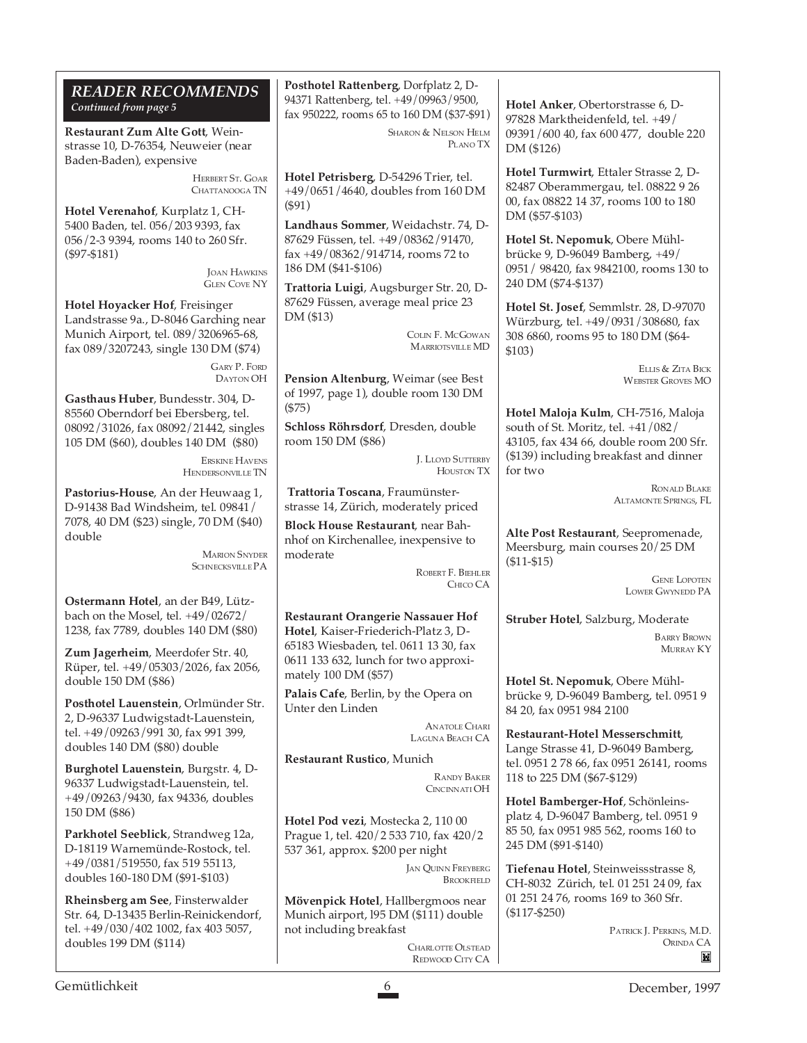## READER RECOMMENDS

*Continued from page 5*

**Restaurant Zum Alte Gott**, Weinstrasse 10, D-76354, Neuweier (near Baden-Baden), expensive

HERBERT ST. GOAR
CHATTANOOGA TN

**Hotel Verenahof**, Kurplatz 1, CH-5400 Baden, tel. 056/203 9393, fax 056/2-3 9394, rooms 140 to 260 Sfr. ($97-$181)

JOAN HAWKINS
GLEN COVE NY

**Hotel Hoyacker Hof**, Freisinger Landstrasse 9a., D-8046 Garching near Munich Airport, tel. 089/3206965-68, fax 089/3207243, single 130 DM ($74)

GARY P. FORD
DAYTON OH

**Gasthaus Huber**, Bundesstr. 304, D-85560 Oberndorf bei Ebersberg, tel. 08092/31026, fax 08092/21442, singles 105 DM ($60), doubles 140 DM ($80)

ERSKINE HAVENS
HENDERSONVILLE TN

**Pastorius-House**, An der Heuwaag 1, D-91438 Bad Windsheim, tel. 09841/7078, 40 DM ($23) single, 70 DM ($40) double

MARION SNYDER
SCHNECKSVILLE PA

**Ostermann Hotel**, an der B49, Lützbach on the Mosel, tel. +49/02672/1238, fax 7789, doubles 140 DM ($80)

**Zum Jagerheim**, Meerdofer Str. 40, Rüper, tel. +49/05303/2026, fax 2056, double 150 DM ($86)

**Posthotel Lauenstein**, Orlmünder Str. 2, D-96337 Ludwigstadt-Lauenstein, tel. +49/09263/991 30, fax 991 399, doubles 140 DM ($80) double

**Burghotel Lauenstein**, Burgstr. 4, D-96337 Ludwigstadt-Lauenstein, tel. +49/09263/9430, fax 94336, doubles 150 DM ($86)

**Parkhotel Seeblick**, Strandweg 12a, D-18119 Warnemünde-Rostock, tel. +49/0381/519550, fax 519 55113, doubles 160-180 DM ($91-$103)

**Rheinsberg am See**, Finsterwalder Str. 64, D-13435 Berlin-Reinickendorf, tel. +49/030/402 1002, fax 403 5057, doubles 199 DM ($114)

**Posthotel Rattenberg**, Dorfplatz 2, D-94371 Rattenberg, tel. +49/09963/9500, fax 950222, rooms 65 to 160 DM ($37-$91)

SHARON & NELSON HELM
PLANO TX

**Hotel Petrisberg**, D-54296 Trier, tel. +49/0651/4640, doubles from 160 DM ($91)

**Landhaus Sommer**, Weidachstr. 74, D-87629 Füssen, tel. +49/08362/91470, fax +49/08362/914714, rooms 72 to 186 DM ($41-$106)

**Trattoria Luigi**, Augsburger Str. 20, D-87629 Füssen, average meal price 23 DM ($13)

COLIN F. MCGOWAN
MARRIOTSVILLE MD

**Pension Altenburg**, Weimar (see Best of 1997, page 1), double room 130 DM ($75)

**Schloss Röhrsdorf**, Dresden, double room 150 DM ($86)

J. LLOYD SUTTERBY
HOUSTON TX

**Trattoria Toscana**, Fraumünsterstrasse 14, Zürich, moderately priced

**Block House Restaurant**, near Bahnhof on Kirchenallee, inexpensive to moderate

ROBERT F. BIEHLER
CHICO CA

**Restaurant Orangerie Nassauer Hof Hotel**, Kaiser-Friederich-Platz 3, D-65183 Wiesbaden, tel. 0611 13 30, fax 0611 133 632, lunch for two approximately 100 DM ($57)

**Palais Cafe**, Berlin, by the Opera on Unter den Linden

ANATOLE CHARI
LAGUNA BEACH CA

**Restaurant Rustico**, Munich

RANDY BAKER
CINCINNATI OH

**Hotel Pod vezi**, Mostecka 2, 110 00 Prague 1, tel. 420/2 533 710, fax 420/2 537 361, approx. $200 per night

JAN QUINN FREYBERG
BROOKFIELD

**Mövenpick Hotel**, Hallbergmoos near Munich airport, l95 DM ($111) double not including breakfast

CHARLOTTE OLSTEAD
REDWOOD CITY CA

**Hotel Anker**, Obertorstrasse 6, D-97828 Marktheidenfeld, tel. +49/09391/600 40, fax 600 477, double 220 DM ($126)

**Hotel Turmwirt**, Ettaler Strasse 2, D-82487 Oberammergau, tel. 08822 9 26 00, fax 08822 14 37, rooms 100 to 180 DM ($57-$103)

**Hotel St. Nepomuk**, Obere Mühlbrücke 9, D-96049 Bamberg, +49/0951/ 98420, fax 9842100, rooms 130 to 240 DM ($74-$137)

**Hotel St. Josef**, Semmlstr. 28, D-97070 Würzburg, tel. +49/0931/308680, fax 308 6860, rooms 95 to 180 DM ($64-$103)

ELLIS & ZITA BICK
WEBSTER GROVES MO

**Hotel Maloja Kulm**, CH-7516, Maloja south of St. Moritz, tel. +41/082/43105, fax 434 66, double room 200 Sfr. ($139) including breakfast and dinner for two

RONALD BLAKE
ALTAMONTE SPRINGS, FL

**Alte Post Restaurant**, Seepromenade, Meersburg, main courses 20/25 DM ($11-$15)

GENE LOPOTEN
LOWER GWYNEDD PA

**Struber Hotel**, Salzburg, Moderate

BARRY BROWN
MURRAY KY

**Hotel St. Nepomuk**, Obere Mühlbrücke 9, D-96049 Bamberg, tel. 0951 9 84 20, fax 0951 984 2100

**Restaurant-Hotel Messerschmitt**, Lange Strasse 41, D-96049 Bamberg, tel. 0951 2 78 66, fax 0951 26141, rooms 118 to 225 DM ($67-$129)

**Hotel Bamberger-Hof**, Schönleinsplatz 4, D-96047 Bamberg, tel. 0951 9 85 50, fax 0951 985 562, rooms 160 to 245 DM ($91-$140)

**Tiefenau Hotel**, Steinweissstrasse 8, CH-8032 Zürich, tel. 01 251 24 09, fax 01 251 24 76, rooms 169 to 360 Sfr. ($117-$250)

PATRICK J. PERKINS, M.D.
ORINDA CA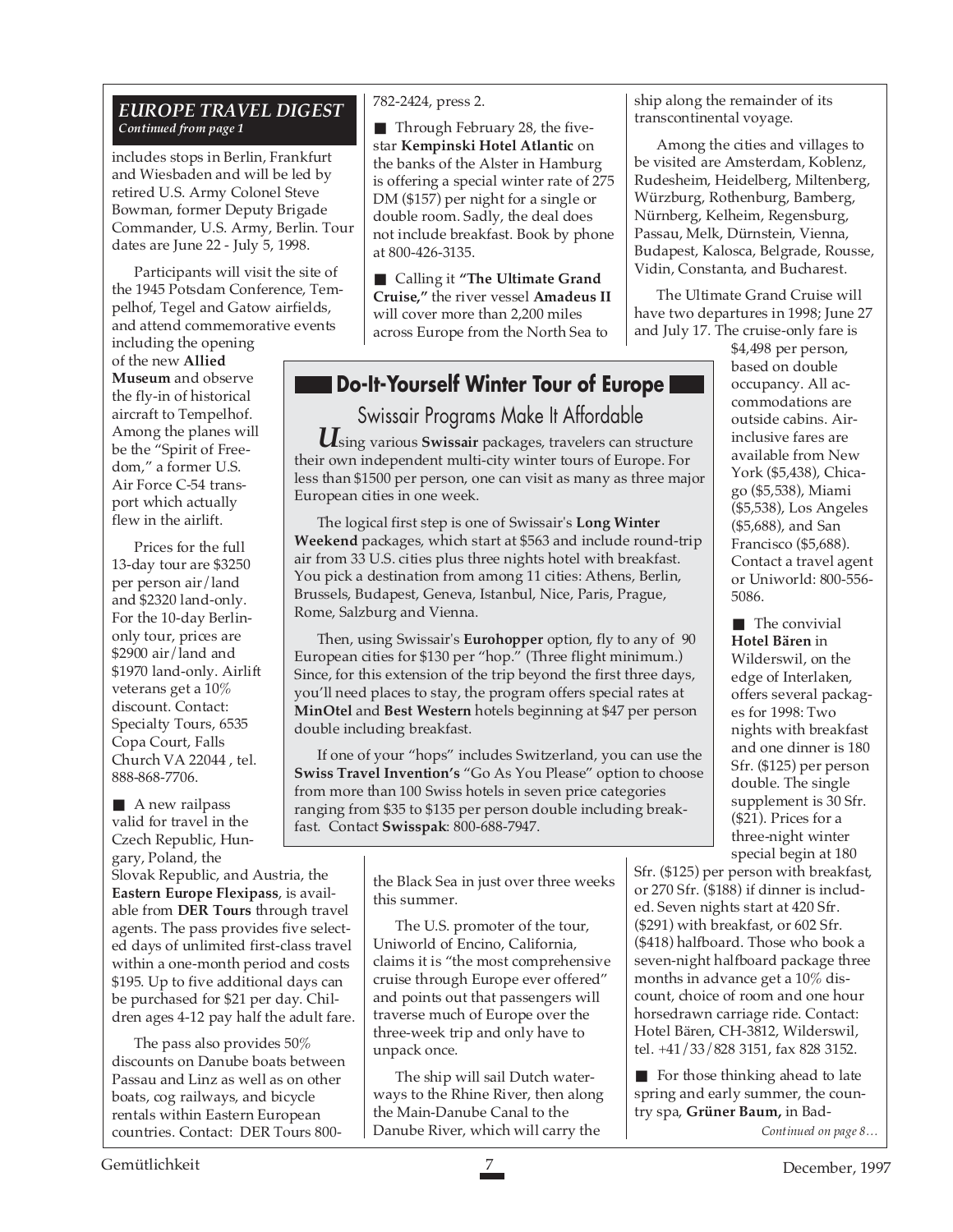## EUROPE TRAVEL DIGEST

*Continued from page 1*

includes stops in Berlin, Frankfurt and Wiesbaden and will be led by retired U.S. Army Colonel Steve Bowman, former Deputy Brigade Commander, U.S. Army, Berlin. Tour dates are June 22 - July 5, 1998.

Participants will visit the site of the 1945 Potsdam Conference, Tempelhof, Tegel and Gatow airfields, and attend commemorative events including the opening of the new **Allied Museum** and observe the fly-in of historical aircraft to Tempelhof. Among the planes will be the "Spirit of Freedom," a former U.S. Air Force C-54 transport which actually flew in the airlift.

Prices for the full 13-day tour are $3250 per person air/land and $2320 land-only. For the 10-day Berlin-only tour, prices are $2900 air/land and $1970 land-only. Airlift veterans get a 10% discount. Contact: Specialty Tours, 6535 Copa Court, Falls Church VA 22044 , tel. 888-868-7706.

■ A new railpass valid for travel in the Czech Republic, Hungary, Poland, the Slovak Republic, and Austria, the **Eastern Europe Flexipass**, is available from **DER Tours** through travel agents. The pass provides five selected days of unlimited first-class travel within a one-month period and costs $195. Up to five additional days can be purchased for $21 per day. Children ages 4-12 pay half the adult fare.

The pass also provides 50% discounts on Danube boats between Passau and Linz as well as on other boats, cog railways, and bicycle rentals within Eastern European countries. Contact: DER Tours 800-782-2424, press 2.

■ Through February 28, the five-star **Kempinski Hotel Atlantic** on the banks of the Alster in Hamburg is offering a special winter rate of 275 DM ($157) per night for a single or double room. Sadly, the deal does not include breakfast. Book by phone at 800-426-3135.

■ Calling it **"The Ultimate Grand Cruise,"** the river vessel **Amadeus II** will cover more than 2,200 miles across Europe from the North Sea to the Black Sea in just over three weeks this summer.

The U.S. promoter of the tour, Uniworld of Encino, California, claims it is "the most comprehensive cruise through Europe ever offered" and points out that passengers will traverse much of Europe over the three-week trip and only have to unpack once.

The ship will sail Dutch waterways to the Rhine River, then along the Main-Danube Canal to the Danube River, which will carry the ship along the remainder of its transcontinental voyage.

Among the cities and villages to be visited are Amsterdam, Koblenz, Rudesheim, Heidelberg, Miltenberg, Würzburg, Rothenburg, Bamberg, Nürnberg, Kelheim, Regensburg, Passau, Melk, Dürnstein, Vienna, Budapest, Kalosca, Belgrade, Rousse, Vidin, Constanta, and Bucharest.

The Ultimate Grand Cruise will have two departures in 1998; June 27 and July 17. The cruise-only fare is $4,498 per person, based on double occupancy. All accommodations are outside cabins. Air-inclusive fares are available from New York ($5,438), Chicago ($5,538), Miami ($5,538), Los Angeles ($5,688), and San Francisco ($5,688). Contact a travel agent or Uniworld: 800-556-5086.

■ The convivial **Hotel Bären** in Wilderswil, on the edge of Interlaken, offers several packages for 1998: Two nights with breakfast and one dinner is 180 Sfr. ($125) per person double. The single supplement is 30 Sfr. ($21). Prices for a three-night winter special begin at 180 Sfr. ($125) per person with breakfast, or 270 Sfr. ($188) if dinner is included. Seven nights start at 420 Sfr. ($291) with breakfast, or 602 Sfr. ($418) halfboard. Those who book a seven-night halfboard package three months in advance get a 10% discount, choice of room and one hour horsedrawn carriage ride. Contact: Hotel Bären, CH-3812, Wilderswil, tel. +41/33/828 3151, fax 828 3152.

■ For those thinking ahead to late spring and early summer, the country spa, **Grüner Baum,** in Bad-

*Continued on page 8…*

## Do-It-Yourself Winter Tour of Europe

### Swissair Programs Make It Affordable

Using various **Swissair** packages, travelers can structure their own independent multi-city winter tours of Europe. For less than $1500 per person, one can visit as many as three major European cities in one week.

The logical first step is one of Swissair's **Long Winter Weekend** packages, which start at $563 and include round-trip air from 33 U.S. cities plus three nights hotel with breakfast. You pick a destination from among 11 cities: Athens, Berlin, Brussels, Budapest, Geneva, Istanbul, Nice, Paris, Prague, Rome, Salzburg and Vienna.

Then, using Swissair's **Eurohopper** option, fly to any of 90 European cities for $130 per "hop." (Three flight minimum.) Since, for this extension of the trip beyond the first three days, you'll need places to stay, the program offers special rates at **MinOtel** and **Best Western** hotels beginning at $47 per person double including breakfast.

If one of your "hops" includes Switzerland, you can use the **Swiss Travel Invention's** "Go As You Please" option to choose from more than 100 Swiss hotels in seven price categories ranging from $35 to $135 per person double including breakfast. Contact **Swisspak**: 800-688-7947.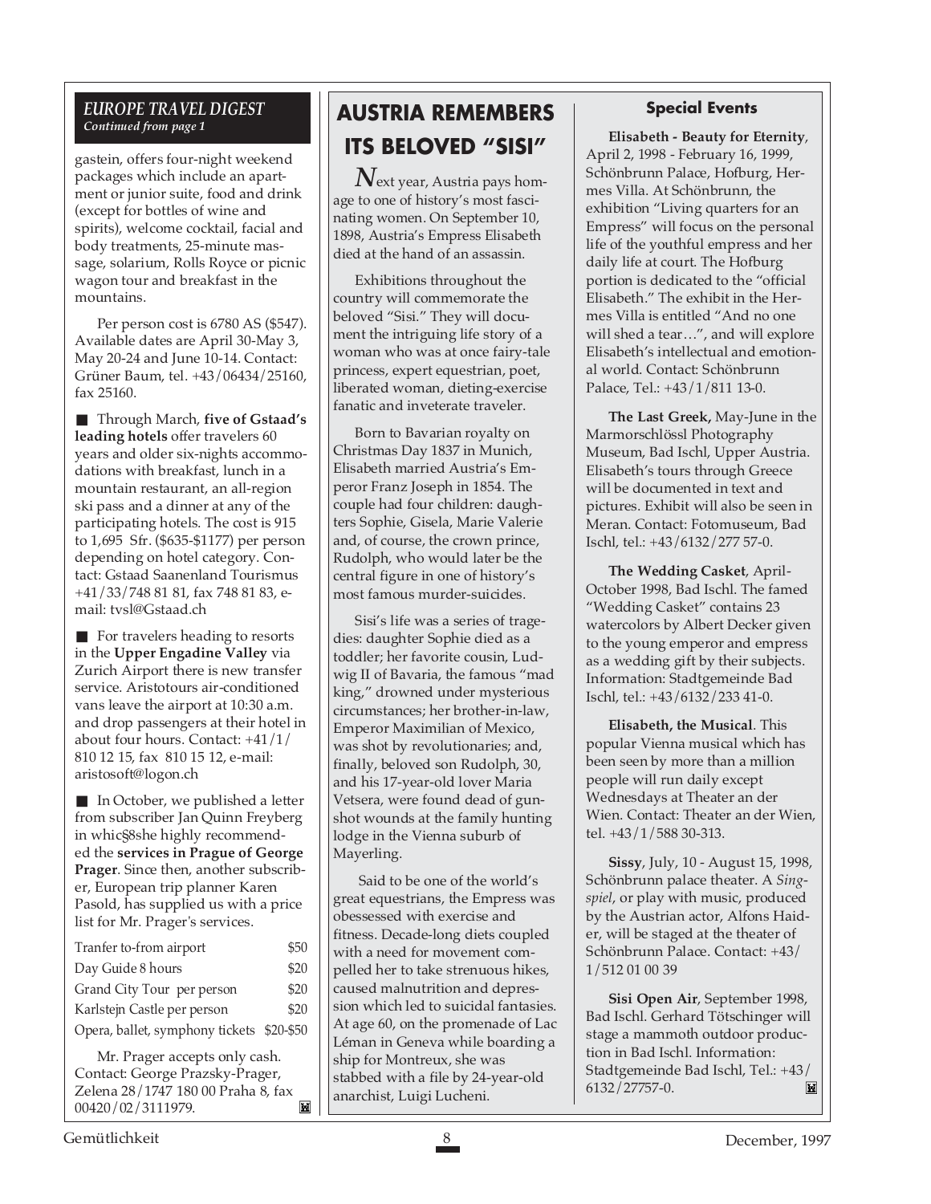## *EUROPE TRAVEL DIGEST*

*Continued from page 1*

gastein, offers four-night weekend packages which include an apartment or junior suite, food and drink (except for bottles of wine and spirits), welcome cocktail, facial and body treatments, 25-minute massage, solarium, Rolls Royce or picnic wagon tour and breakfast in the mountains.

Per person cost is 6780 AS ($547). Available dates are April 30-May 3, May 20-24 and June 10-14. Contact: Grüner Baum, tel. +43/06434/25160, fax 25160.

■ Through March, **five of Gstaad's leading hotels** offer travelers 60 years and older six-nights accommodations with breakfast, lunch in a mountain restaurant, an all-region ski pass and a dinner at any of the participating hotels. The cost is 915 to 1,695 Sfr. ($635-$1177) per person depending on hotel category. Contact: Gstaad Saanenland Tourismus +41/33/748 81 81, fax 748 81 83, e-mail: tvsl@Gstaad.ch

■ For travelers heading to resorts in the **Upper Engadine Valley** via Zurich Airport there is new transfer service. Aristotours air-conditioned vans leave the airport at 10:30 a.m. and drop passengers at their hotel in about four hours. Contact: +41/1/810 12 15, fax 810 15 12, e-mail: aristosoft@logon.ch

■ In October, we published a letter from subscriber Jan Quinn Freyberg in whic§8she highly recommended the **services in Prague of George Prager**. Since then, another subscriber, European trip planner Karen Pasold, has supplied us with a price list for Mr. Prager's services.

| | |
|---|---|
| Tranfer to-from airport | $50 |
| Day Guide 8 hours | $20 |
| Grand City Tour per person | $20 |
| Karlstejn Castle per person | $20 |
| Opera, ballet, symphony tickets | $20-$50 |

Mr. Prager accepts only cash. Contact: George Prazsky-Prager, Zelena 28/1747 180 00 Praha 8, fax 00420/02/3111979.

# AUSTRIA REMEMBERS ITS BELOVED "SISI"

Next year, Austria pays homage to one of history's most fascinating women. On September 10, 1898, Austria's Empress Elisabeth died at the hand of an assassin.

Exhibitions throughout the country will commemorate the beloved "Sisi." They will document the intriguing life story of a woman who was at once fairy-tale princess, expert equestrian, poet, liberated woman, dieting-exercise fanatic and inveterate traveler.

Born to Bavarian royalty on Christmas Day 1837 in Munich, Elisabeth married Austria's Emperor Franz Joseph in 1854. The couple had four children: daughters Sophie, Gisela, Marie Valerie and, of course, the crown prince, Rudolph, who would later be the central figure in one of history's most famous murder-suicides.

Sisi's life was a series of tragedies: daughter Sophie died as a toddler; her favorite cousin, Ludwig II of Bavaria, the famous "mad king," drowned under mysterious circumstances; her brother-in-law, Emperor Maximilian of Mexico, was shot by revolutionaries; and, finally, beloved son Rudolph, 30, and his 17-year-old lover Maria Vetsera, were found dead of gunshot wounds at the family hunting lodge in the Vienna suburb of Mayerling.

Said to be one of the world's great equestrians, the Empress was obessessed with exercise and fitness. Decade-long diets coupled with a need for movement compelled her to take strenuous hikes, caused malnutrition and depression which led to suicidal fantasies. At age 60, on the promenade of Lac Léman in Geneva while boarding a ship for Montreux, she was stabbed with a file by 24-year-old anarchist, Luigi Lucheni.

### Special Events

**Elisabeth - Beauty for Eternity**, April 2, 1998 - February 16, 1999, Schönbrunn Palace, Hofburg, Hermes Villa. At Schönbrunn, the exhibition "Living quarters for an Empress" will focus on the personal life of the youthful empress and her daily life at court. The Hofburg portion is dedicated to the "official Elisabeth." The exhibit in the Hermes Villa is entitled "And no one will shed a tear…", and will explore Elisabeth's intellectual and emotional world. Contact: Schönbrunn Palace, Tel.: +43/1/811 13-0.

**The Last Greek,** May-June in the Marmorschlössl Photography Museum, Bad Ischl, Upper Austria. Elisabeth's tours through Greece will be documented in text and pictures. Exhibit will also be seen in Meran. Contact: Fotomuseum, Bad Ischl, tel.: +43/6132/277 57-0.

**The Wedding Casket**, April-October 1998, Bad Ischl. The famed "Wedding Casket" contains 23 watercolors by Albert Decker given to the young emperor and empress as a wedding gift by their subjects. Information: Stadtgemeinde Bad Ischl, tel.: +43/6132/233 41-0.

**Elisabeth, the Musical**. This popular Vienna musical which has been seen by more than a million people will run daily except Wednesdays at Theater an der Wien. Contact: Theater an der Wien, tel. +43/1/588 30-313.

**Sissy**, July, 10 - August 15, 1998, Schönbrunn palace theater. A *Singspiel*, or play with music, produced by the Austrian actor, Alfons Haider, will be staged at the theater of Schönbrunn Palace. Contact: +43/1/512 01 00 39

**Sisi Open Air**, September 1998, Bad Ischl. Gerhard Tötschinger will stage a mammoth outdoor production in Bad Ischl. Information: Stadtgemeinde Bad Ischl, Tel.: +43/6132/27757-0.